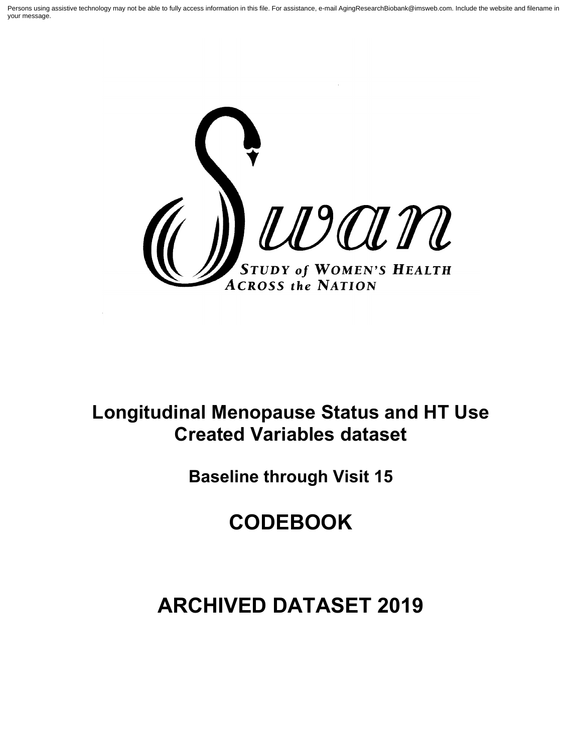Persons using assistive technology may not be able to fully access information in this file. For assistance, e-mail AgingResearchBiobank@imsweb.com. Include the website and filename in your message.

Swan

STUDY of WOMEN'S HEALTH ACROSS the NATION

# Longitudinal Menopause Status and HT Use Created Variables dataset

## Baseline through Visit 15

# CODEBOOK

# ARCHIVED DATASET 2019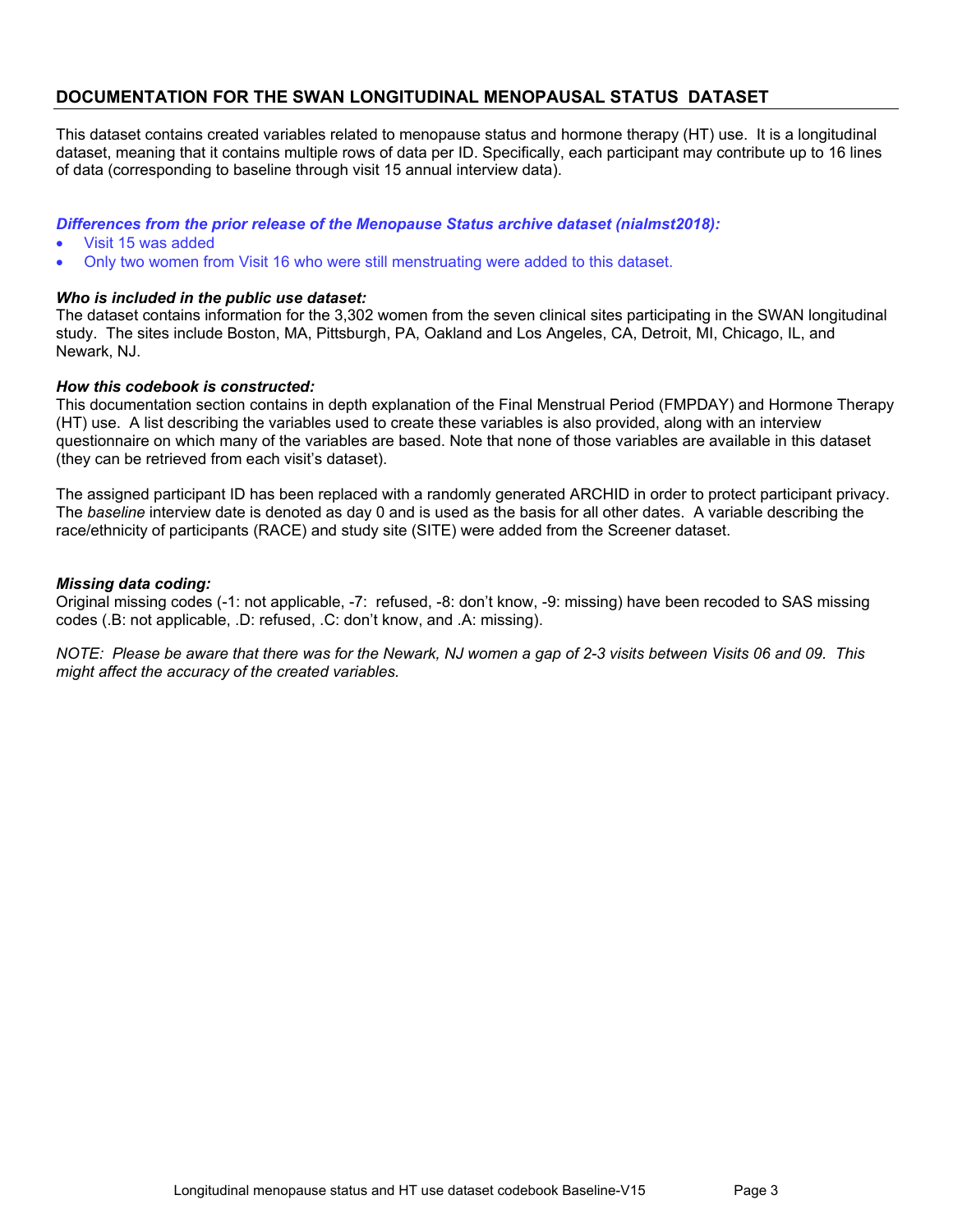## DOCUMENTATION FOR THE SWAN LONGITUDINAL MENOPAUSAL STATUS DATASET

This dataset contains created variables related to menopause status and hormone therapy (HT) use. It is a longitudinal dataset, meaning that it contains multiple rows of data per ID. Specifically, each participant may contribute up to 16 lines of data (corresponding to baseline through visit 15 annual interview data).

***Differences from the prior release of the Menopause Status archive dataset (nialmst2018):***

- Visit 15 was added
- Only two women from Visit 16 who were still menstruating were added to this dataset.

***Who is included in the public use dataset:***
The dataset contains information for the 3,302 women from the seven clinical sites participating in the SWAN longitudinal study. The sites include Boston, MA, Pittsburgh, PA, Oakland and Los Angeles, CA, Detroit, MI, Chicago, IL, and Newark, NJ.

***How this codebook is constructed:***
This documentation section contains in depth explanation of the Final Menstrual Period (FMPDAY) and Hormone Therapy (HT) use. A list describing the variables used to create these variables is also provided, along with an interview questionnaire on which many of the variables are based. Note that none of those variables are available in this dataset (they can be retrieved from each visit's dataset).

The assigned participant ID has been replaced with a randomly generated ARCHID in order to protect participant privacy. The *baseline* interview date is denoted as day 0 and is used as the basis for all other dates. A variable describing the race/ethnicity of participants (RACE) and study site (SITE) were added from the Screener dataset.

***Missing data coding:***
Original missing codes (-1: not applicable, -7: refused, -8: don't know, -9: missing) have been recoded to SAS missing codes (.B: not applicable, .D: refused, .C: don't know, and .A: missing).

*NOTE: Please be aware that there was for the Newark, NJ women a gap of 2-3 visits between Visits 06 and 09. This might affect the accuracy of the created variables.*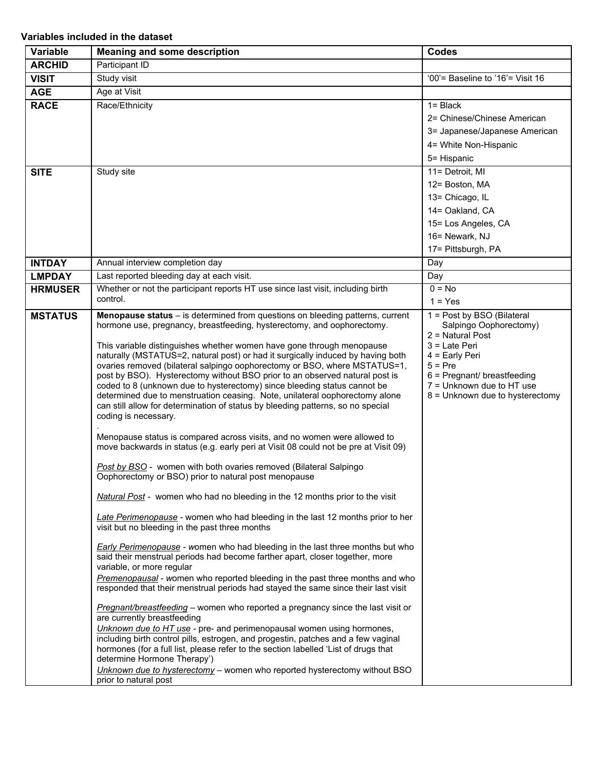**Variables included in the dataset**

| Variable | Meaning and some description | Codes |
|---|---|---|
| **ARCHID** | Participant ID | |
| **VISIT** | Study visit | '00'= Baseline to '16'= Visit 16 |
| **AGE** | Age at Visit | |
| **RACE** | Race/Ethnicity | 1= Black<br>2= Chinese/Chinese American<br>3= Japanese/Japanese American<br>4= White Non-Hispanic<br>5= Hispanic |
| **SITE** | Study site | 11= Detroit, MI<br>12= Boston, MA<br>13= Chicago, IL<br>14= Oakland, CA<br>15= Los Angeles, CA<br>16= Newark, NJ<br>17= Pittsburgh, PA |
| **INTDAY** | Annual interview completion day | Day |
| **LMPDAY** | Last reported bleeding day at each visit. | Day |
| **HRMUSER** | Whether or not the participant reports HT use since last visit, including birth control. | 0 = No<br>1 = Yes |
| **MSTATUS** | **Menopause status** – is determined from questions on bleeding patterns, current hormone use, pregnancy, breastfeeding, hysterectomy, and oophorectomy.<br><br>This variable distinguishes whether women have gone through menopause naturally (MSTATUS=2, natural post) or had it surgically induced by having both ovaries removed (bilateral salpingo oophorectomy or BSO, where MSTATUS=1, post by BSO). Hysterectomy without BSO prior to an observed natural post is coded to 8 (unknown due to hysterectomy) since bleeding status cannot be determined due to menstruation ceasing. Note, unilateral oophorectomy alone can still allow for determination of status by bleeding patterns, so no special coding is necessary.<br>.<br>Menopause status is compared across visits, and no women were allowed to move backwards in status (e.g. early peri at Visit 08 could not be pre at Visit 09)<br><br>_Post by BSO_ - women with both ovaries removed (Bilateral Salpingo Oophorectomy or BSO) prior to natural post menopause<br><br>_Natural Post_ - women who had no bleeding in the 12 months prior to the visit<br><br>_Late Perimenopause_ - women who had bleeding in the last 12 months prior to her visit but no bleeding in the past three months<br><br>_Early Perimenopause_ - women who had bleeding in the last three months but who said their menstrual periods had become farther apart, closer together, more variable, or more regular<br>_Premenopausal_ - women who reported bleeding in the past three months and who responded that their menstrual periods had stayed the same since their last visit<br><br>_Pregnant/breastfeeding_ – women who reported a pregnancy since the last visit or are currently breastfeeding<br>_Unknown due to HT use_ - pre- and perimenopausal women using hormones, including birth control pills, estrogen, and progestin, patches and a few vaginal hormones (for a full list, please refer to the section labelled 'List of drugs that determine Hormone Therapy')<br>_Unknown due to hysterectomy_ – women who reported hysterectomy without BSO prior to natural post | 1 = Post by BSO (Bilateral Salpingo Oophorectomy)<br>2 = Natural Post<br>3 = Late Peri<br>4 = Early Peri<br>5 = Pre<br>6 = Pregnant/ breastfeeding<br>7 = Unknown due to HT use<br>8 = Unknown due to hysterectomy |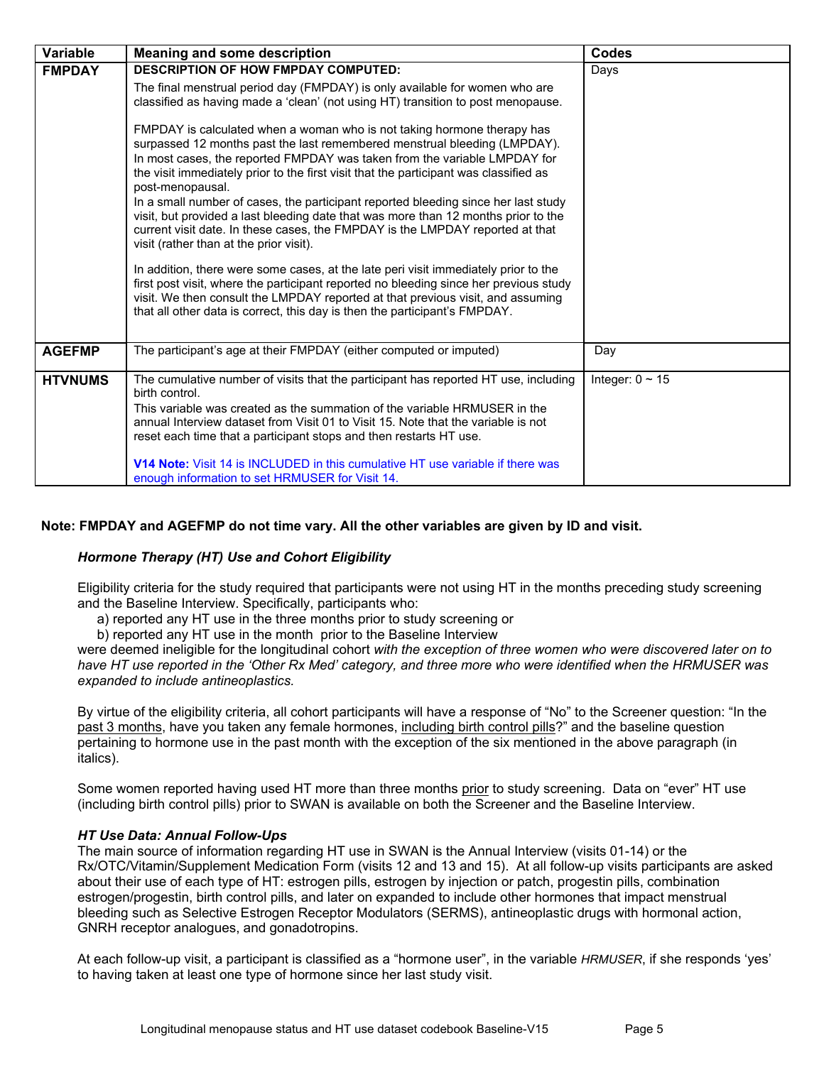| Variable | Meaning and some description | Codes |
|---|---|---|
| **FMPDAY** | **DESCRIPTION OF HOW FMPDAY COMPUTED:**<br><br>The final menstrual period day (FMPDAY) is only available for women who are classified as having made a 'clean' (not using HT) transition to post menopause.<br><br>FMPDAY is calculated when a woman who is not taking hormone therapy has surpassed 12 months past the last remembered menstrual bleeding (LMPDAY). In most cases, the reported FMPDAY was taken from the variable LMPDAY for the visit immediately prior to the first visit that the participant was classified as post-menopausal.<br>In a small number of cases, the participant reported bleeding since her last study visit, but provided a last bleeding date that was more than 12 months prior to the current visit date. In these cases, the FMPDAY is the LMPDAY reported at that visit (rather than at the prior visit).<br><br>In addition, there were some cases, at the late peri visit immediately prior to the first post visit, where the participant reported no bleeding since her previous study visit. We then consult the LMPDAY reported at that previous visit, and assuming that all other data is correct, this day is then the participant's FMPDAY. | Days |
| **AGEFMP** | The participant's age at their FMPDAY (either computed or imputed) | Day |
| **HTVNUMS** | The cumulative number of visits that the participant has reported HT use, including birth control.<br>This variable was created as the summation of the variable HRMUSER in the annual Interview dataset from Visit 01 to Visit 15. Note that the variable is not reset each time that a participant stops and then restarts HT use.<br><br>**V14 Note:** Visit 14 is INCLUDED in this cumulative HT use variable if there was enough information to set HRMUSER for Visit 14. | Integer: 0 ~ 15 |

**Note: FMPDAY and AGEFMP do not time vary. All the other variables are given by ID and visit.**

***Hormone Therapy (HT) Use and Cohort Eligibility***

Eligibility criteria for the study required that participants were not using HT in the months preceding study screening and the Baseline Interview. Specifically, participants who:

a) reported any HT use in the three months prior to study screening or
b) reported any HT use in the month prior to the Baseline Interview

were deemed ineligible for the longitudinal cohort *with the exception of three women who were discovered later on to have HT use reported in the 'Other Rx Med' category, and three more who were identified when the HRMUSER was expanded to include antineoplastics.*

By virtue of the eligibility criteria, all cohort participants will have a response of "No" to the Screener question: "In the past 3 months, have you taken any female hormones, including birth control pills?" and the baseline question pertaining to hormone use in the past month with the exception of the six mentioned in the above paragraph (in italics).

Some women reported having used HT more than three months prior to study screening. Data on "ever" HT use (including birth control pills) prior to SWAN is available on both the Screener and the Baseline Interview.

***HT Use Data: Annual Follow-Ups***

The main source of information regarding HT use in SWAN is the Annual Interview (visits 01-14) or the Rx/OTC/Vitamin/Supplement Medication Form (visits 12 and 13 and 15). At all follow-up visits participants are asked about their use of each type of HT: estrogen pills, estrogen by injection or patch, progestin pills, combination estrogen/progestin, birth control pills, and later on expanded to include other hormones that impact menstrual bleeding such as Selective Estrogen Receptor Modulators (SERMS), antineoplastic drugs with hormonal action, GNRH receptor analogues, and gonadotropins.

At each follow-up visit, a participant is classified as a "hormone user", in the variable *HRMUSER*, if she responds 'yes' to having taken at least one type of hormone since her last study visit.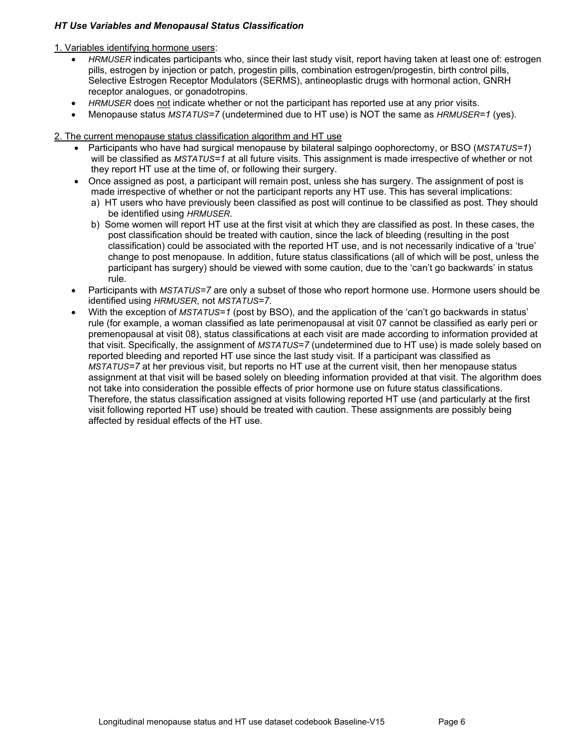### *HT Use Variables and Menopausal Status Classification*

1. Variables identifying hormone users:

- *HRMUSER* indicates participants who, since their last study visit, report having taken at least one of: estrogen pills, estrogen by injection or patch, progestin pills, combination estrogen/progestin, birth control pills, Selective Estrogen Receptor Modulators (SERMS), antineoplastic drugs with hormonal action, GNRH receptor analogues, or gonadotropins.
- *HRMUSER* does not indicate whether or not the participant has reported use at any prior visits.
- Menopause status *MSTATUS=7* (undetermined due to HT use) is NOT the same as *HRMUSER=1* (yes).

2. The current menopause status classification algorithm and HT use

- Participants who have had surgical menopause by bilateral salpingo oophorectomy, or BSO (*MSTATUS=1*) will be classified as *MSTATUS=1* at all future visits. This assignment is made irrespective of whether or not they report HT use at the time of, or following their surgery.
- Once assigned as post, a participant will remain post, unless she has surgery. The assignment of post is made irrespective of whether or not the participant reports any HT use. This has several implications:
  a) HT users who have previously been classified as post will continue to be classified as post. They should be identified using *HRMUSER*.
  b) Some women will report HT use at the first visit at which they are classified as post. In these cases, the post classification should be treated with caution, since the lack of bleeding (resulting in the post classification) could be associated with the reported HT use, and is not necessarily indicative of a 'true' change to post menopause. In addition, future status classifications (all of which will be post, unless the participant has surgery) should be viewed with some caution, due to the 'can't go backwards' in status rule.
- Participants with *MSTATUS=7* are only a subset of those who report hormone use. Hormone users should be identified using *HRMUSER*, not *MSTATUS=7*.
- With the exception of *MSTATUS=1* (post by BSO), and the application of the 'can't go backwards in status' rule (for example, a woman classified as late perimenopausal at visit 07 cannot be classified as early peri or premenopausal at visit 08), status classifications at each visit are made according to information provided at that visit. Specifically, the assignment of *MSTATUS=7* (undetermined due to HT use) is made solely based on reported bleeding and reported HT use since the last study visit. If a participant was classified as *MSTATUS=7* at her previous visit, but reports no HT use at the current visit, then her menopause status assignment at that visit will be based solely on bleeding information provided at that visit. The algorithm does not take into consideration the possible effects of prior hormone use on future status classifications. Therefore, the status classification assigned at visits following reported HT use (and particularly at the first visit following reported HT use) should be treated with caution. These assignments are possibly being affected by residual effects of the HT use.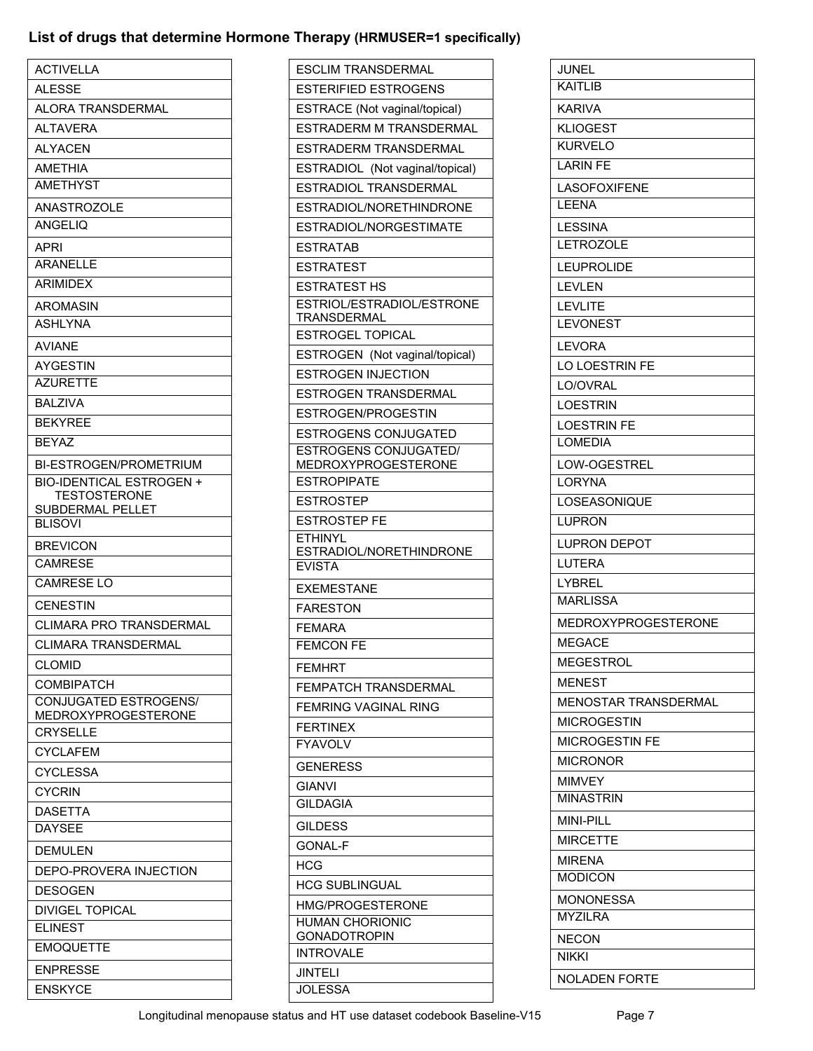## List of drugs that determine Hormone Therapy **(HRMUSER=1 specifically)**

| | | |
|---|---|---|
| ACTIVELLA | ESCLIM TRANSDERMAL | JUNEL |
| ALESSE | ESTERIFIED ESTROGENS | KAITLIB |
| ALORA TRANSDERMAL | ESTRACE (Not vaginal/topical) | KARIVA |
| ALTAVERA | ESTRADERM M TRANSDERMAL | KLIOGEST |
| ALYACEN | ESTRADERM TRANSDERMAL | KURVELO |
| AMETHIA | ESTRADIOL (Not vaginal/topical) | LARIN FE |
| AMETHYST | ESTRADIOL TRANSDERMAL | LASOFOXIFENE |
| ANASTROZOLE | ESTRADIOL/NORETHINDRONE | LEENA |
| ANGELIQ | ESTRADIOL/NORGESTIMATE | LESSINA |
| APRI | ESTRATAB | LETROZOLE |
| ARANELLE | ESTRATEST | LEUPROLIDE |
| ARIMIDEX | ESTRATEST HS | LEVLEN |
| AROMASIN | ESTRIOL/ESTRADIOL/ESTRONE TRANSDERMAL | LEVLITE |
| ASHLYNA | ESTROGEL TOPICAL | LEVONEST |
| AVIANE | ESTROGEN (Not vaginal/topical) | LEVORA |
| AYGESTIN | ESTROGEN INJECTION | LO LOESTRIN FE |
| AZURETTE | ESTROGEN TRANSDERMAL | LO/OVRAL |
| BALZIVA | ESTROGEN/PROGESTIN | LOESTRIN |
| BEKYREE | ESTROGENS CONJUGATED | LOESTRIN FE |
| BEYAZ | ESTROGENS CONJUGATED/ MEDROXYPROGESTERONE | LOMEDIA |
| BI-ESTROGEN/PROMETRIUM | ESTROPIPATE | LOW-OGESTREL |
| BIO-IDENTICAL ESTROGEN + TESTOSTERONE SUBDERMAL PELLET | ESTROSTEP | LORYNA |
| BLISOVI | ESTROSTEP FE | LOSEASONIQUE |
| BREVICON | ETHINYL ESTRADIOL/NORETHINDRONE | LUPRON |
| CAMRESE | EVISTA | LUPRON DEPOT |
| CAMRESE LO | EXEMESTANE | LUTERA |
| CENESTIN | FARESTON | LYBREL |
| CLIMARA PRO TRANSDERMAL | FEMARA | MARLISSA |
| CLIMARA TRANSDERMAL | FEMCON FE | MEDROXYPROGESTERONE |
| CLOMID | FEMHRT | MEGACE |
| COMBIPATCH | FEMPATCH TRANSDERMAL | MEGESTROL |
| CONJUGATED ESTROGENS/ MEDROXYPROGESTERONE | FEMRING VAGINAL RING | MENEST |
| CRYSELLE | FERTINEX | MENOSTAR TRANSDERMAL |
| CYCLAFEM | FYAVOLV | MICROGESTIN |
| CYCLESSA | GENERESS | MICROGESTIN FE |
| CYCRIN | GIANVI | MICRONOR |
| DASETTA | GILDAGIA | MIMVEY |
| DAYSEE | GILDESS | MINASTRIN |
| DEMULEN | GONAL-F | MINI-PILL |
| DEPO-PROVERA INJECTION | HCG | MIRCETTE |
| DESOGEN | HCG SUBLINGUAL | MIRENA |
| DIVIGEL TOPICAL | HMG/PROGESTERONE | MODICON |
| ELINEST | HUMAN CHORIONIC GONADOTROPIN | MONONESSA |
| EMOQUETTE | INTROVALE | MYZILRA |
| ENPRESSE | JINTELI | NECON |
| ENSKYCE | JOLESSA | NIKKI |
| | | NOLADEN FORTE |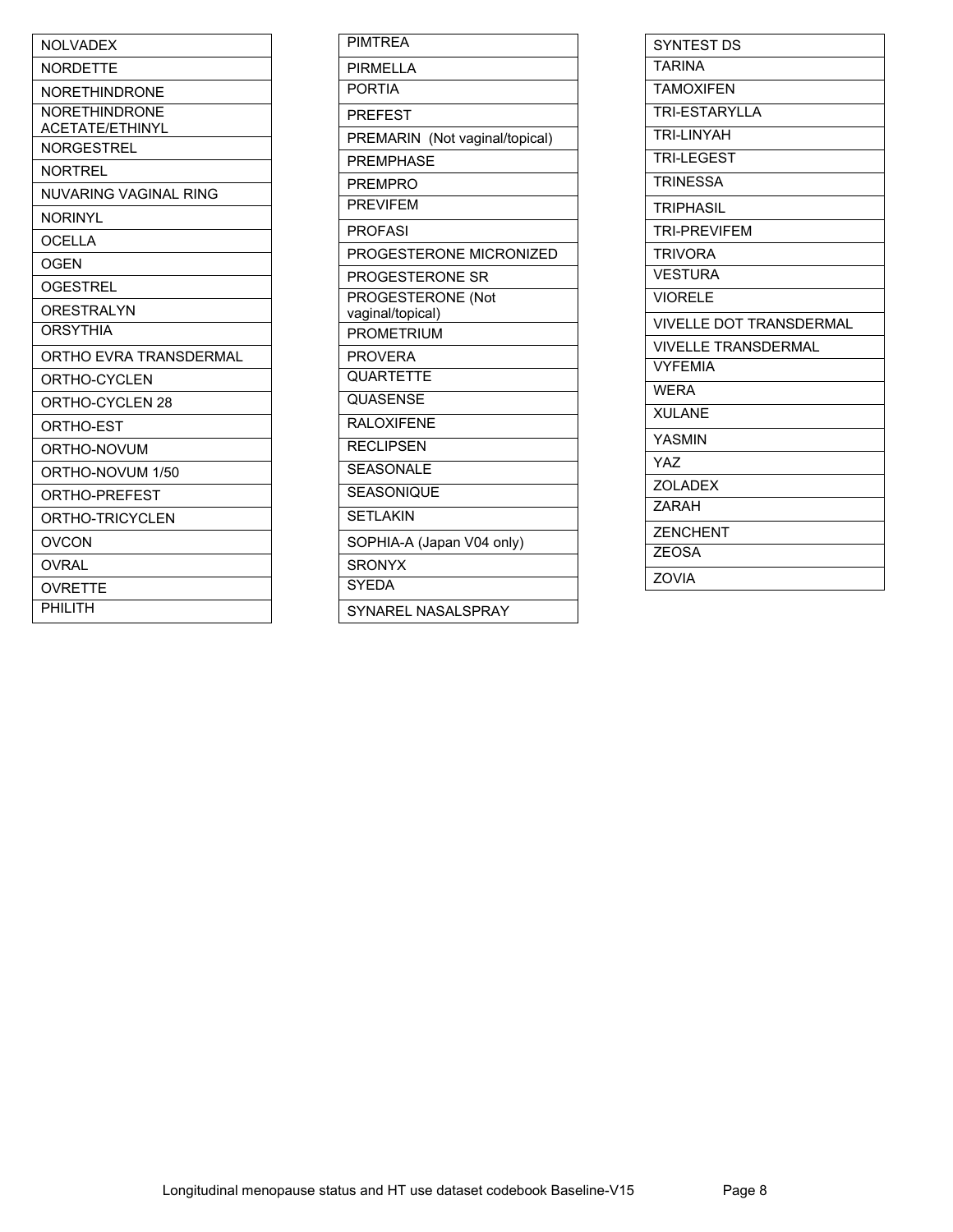| NOLVADEX |
| --- |
| NORDETTE |
| NORETHINDRONE |
| NORETHINDRONE ACETATE/ETHINYL |
| NORGESTREL |
| NORTREL |
| NUVARING VAGINAL RING |
| NORINYL |
| OCELLA |
| OGEN |
| OGESTREL |
| ORESTRALYN |
| ORSYTHIA |
| ORTHO EVRA TRANSDERMAL |
| ORTHO-CYCLEN |
| ORTHO-CYCLEN 28 |
| ORTHO-EST |
| ORTHO-NOVUM |
| ORTHO-NOVUM 1/50 |
| ORTHO-PREFEST |
| ORTHO-TRICYCLEN |
| OVCON |
| OVRAL |
| OVRETTE |
| PHILITH |

| PIMTREA |
| --- |
| PIRMELLA |
| PORTIA |
| PREFEST |
| PREMARIN (Not vaginal/topical) |
| PREMPHASE |
| PREMPRO |
| PREVIFEM |
| PROFASI |
| PROGESTERONE MICRONIZED |
| PROGESTERONE SR |
| PROGESTERONE (Not vaginal/topical) |
| PROMETRIUM |
| PROVERA |
| QUARTETTE |
| QUASENSE |
| RALOXIFENE |
| RECLIPSEN |
| SEASONALE |
| SEASONIQUE |
| SETLAKIN |
| SOPHIA-A (Japan V04 only) |
| SRONYX |
| SYEDA |
| SYNAREL NASALSPRAY |

| SYNTEST DS |
| --- |
| TARINA |
| TAMOXIFEN |
| TRI-ESTARYLLA |
| TRI-LINYAH |
| TRI-LEGEST |
| TRINESSA |
| TRIPHASIL |
| TRI-PREVIFEM |
| TRIVORA |
| VESTURA |
| VIORELE |
| VIVELLE DOT TRANSDERMAL |
| VIVELLE TRANSDERMAL |
| VYFEMIA |
| WERA |
| XULANE |
| YASMIN |
| YAZ |
| ZOLADEX |
| ZARAH |
| ZENCHENT |
| ZEOSA |
| ZOVIA |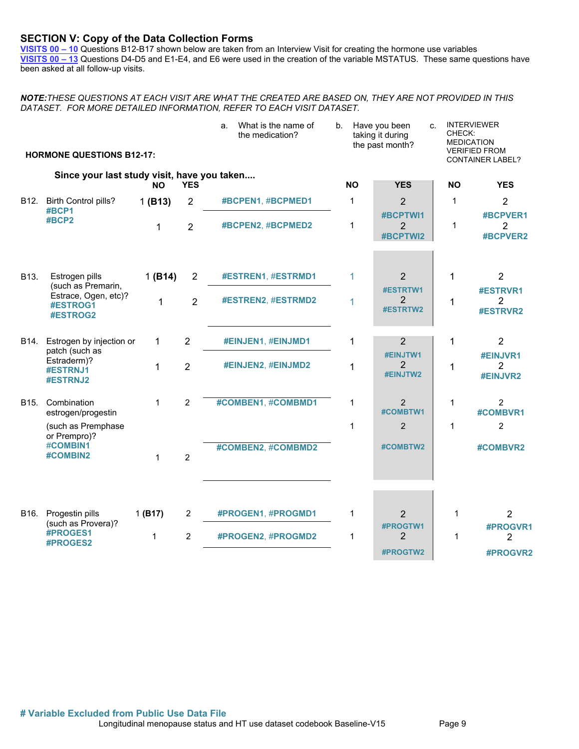## SECTION V: Copy of the Data Collection Forms

**VISITS 00 – 10** Questions B12-B17 shown below are taken from an Interview Visit for creating the hormone use variables
**VISITS 00 – 13** Questions D4-D5 and E1-E4, and E6 were used in the creation of the variable MSTATUS. These same questions have been asked at all follow-up visits.

***NOTE:** THESE QUESTIONS AT EACH VISIT ARE WHAT THE CREATED ARE BASED ON, THEY ARE NOT PROVIDED IN THIS DATASET. FOR MORE DETAILED INFORMATION, REFER TO EACH VISIT DATASET.*

**HORMONE QUESTIONS B12-17:**

**Since your last study visit, have you taken....**

| | | NO | YES | a. What is the name of the medication? | b. Have you been taking it during the past month? NO | YES | c. INTERVIEWER CHECK: MEDICATION VERIFIED FROM CONTAINER LABEL? NO | YES |
|---|---|---|---|---|---|---|---|---|
| B12. | Birth Control pills? #BCP1 | 1 **(B13)** | 2 | #BCPEN1, #BCPMED1 | 1 | 2 #BCPTWI1 | 1 | 2 #BCPVER1 |
| | #BCP2 | 1 | 2 | #BCPEN2, #BCPMED2 | 1 | 2 #BCPTWI2 | 1 | 2 #BCPVER2 |
| B13. | Estrogen pills (such as Premarin, Estrace, Ogen, etc)? #ESTROG1 | 1 **(B14)** | 2 | #ESTREN1, #ESTRMD1 | 1 | 2 #ESTRTW1 | 1 | 2 #ESTRVR1 |
| | #ESTROG2 | 1 | 2 | #ESTREN2, #ESTRMD2 | 1 | 2 #ESTRTW2 | 1 | 2 #ESTRVR2 |
| B14. | Estrogen by injection or patch (such as Estraderm)? #ESTRNJ1 | 1 | 2 | #EINJEN1, #EINJMD1 | 1 | 2 #EINJTW1 | 1 | 2 #EINJVR1 |
| | #ESTRNJ2 | 1 | 2 | #EINJEN2, #EINJMD2 | 1 | 2 #EINJTW2 | 1 | 2 #EINJVR2 |
| B15. | Combination estrogen/progestin (such as Premphase or Prempro)? #COMBIN1 | 1 | 2 | #COMBEN1, #COMBMD1 | 1 | 2 #COMBTW1 | 1 | 2 #COMBVR1 |
| | #COMBIN2 | 1 | 2 | #COMBEN2, #COMBMD2 | 1 | 2 #COMBTW2 | 1 | 2 #COMBVR2 |
| B16. | Progestin pills (such as Provera)? #PROGES1 | 1 **(B17)** | 2 | #PROGEN1, #PROGMD1 | 1 | 2 #PROGTW1 | 1 | 2 #PROGVR1 |
| | #PROGES2 | 1 | 2 | #PROGEN2, #PROGMD2 | 1 | 2 #PROGTW2 | 1 | 2 #PROGVR2 |

**# Variable Excluded from Public Use Data File**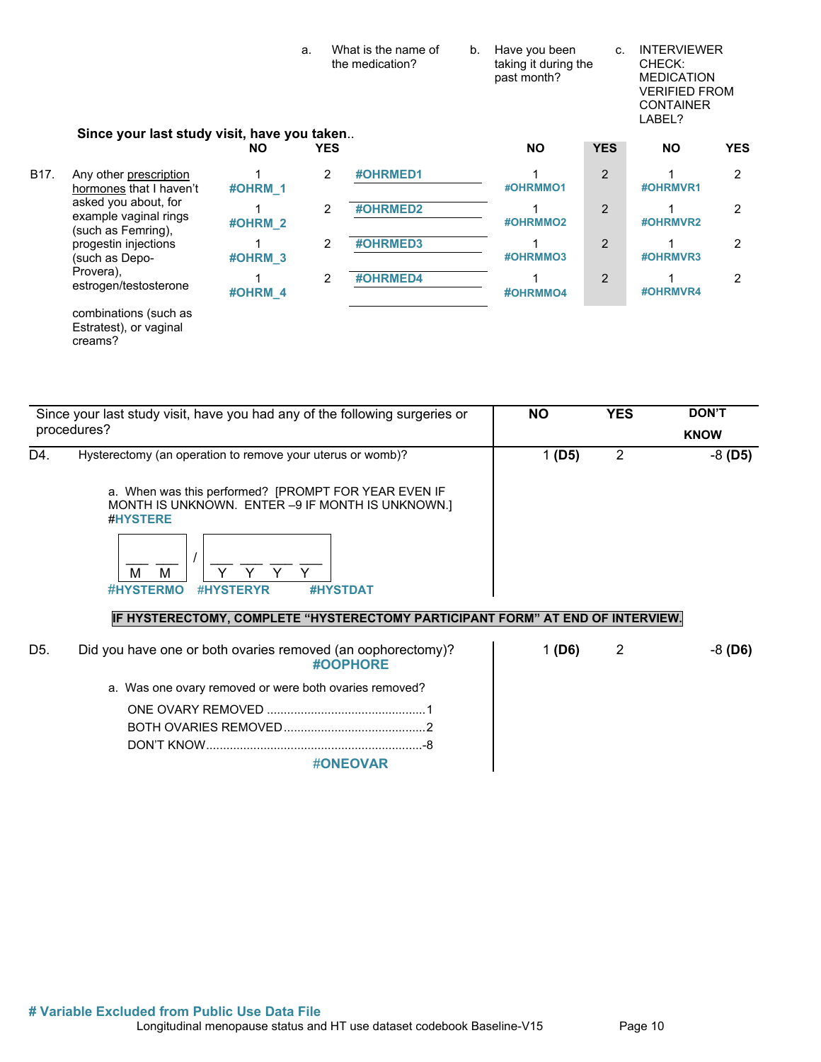Since your last study visit, have you taken..

| | | NO | YES | a. What is the name of the medication? | b. Have you been taking it during the past month? NO | YES | c. INTERVIEWER CHECK: MEDICATION VERIFIED FROM CONTAINER LABEL? NO | YES |
|---|---|---|---|---|---|---|---|---|
| B17. | Any other prescription hormones that I haven't asked you about, for example vaginal rings (such as Femring), progestin injections (such as Depo-Provera), estrogen/testosterone combinations (such as Estratest), or vaginal creams? | 1 #OHRM_1 | 2 | #OHRMED1 | 1 #OHRMMO1 | 2 | 1 #OHRMVR1 | 2 |
| | | 1 #OHRM_2 | 2 | #OHRMED2 | 1 #OHRMMO2 | 2 | 1 #OHRMVR2 | 2 |
| | | 1 #OHRM_3 | 2 | #OHRMED3 | 1 #OHRMMO3 | 2 | 1 #OHRMVR3 | 2 |
| | | 1 #OHRM_4 | 2 | #OHRMED4 | 1 #OHRMMO4 | 2 | 1 #OHRMVR4 | 2 |

| Since your last study visit, have you had any of the following surgeries or procedures? | NO | YES | DON'T KNOW |
|---|---|---|---|
| D4. Hysterectomy (an operation to remove your uterus or womb)? | 1 **(D5)** | 2 | -8 **(D5)** |

a. When was this performed? [PROMPT FOR YEAR EVEN IF MONTH IS UNKNOWN. ENTER –9 IF MONTH IS UNKNOWN.] #HYSTERE

___ ___ / ___ ___ ___ ___
M M / Y Y Y Y

#HYSTERMO #HYSTERYR #HYSTDAT

**IF HYSTERECTOMY, COMPLETE "HYSTERECTOMY PARTICIPANT FORM" AT END OF INTERVIEW.**

| | NO | YES | DON'T KNOW |
|---|---|---|---|
| D5. Did you have one or both ovaries removed (an oophorectomy)? #OOPHORE | 1 **(D6)** | 2 | -8 **(D6)** |

a. Was one ovary removed or were both ovaries removed?

ONE OVARY REMOVED .............................................1
BOTH OVARIES REMOVED.........................................2
DON'T KNOW..............................................................-8

#ONEOVAR

**# Variable Excluded from Public Use Data File**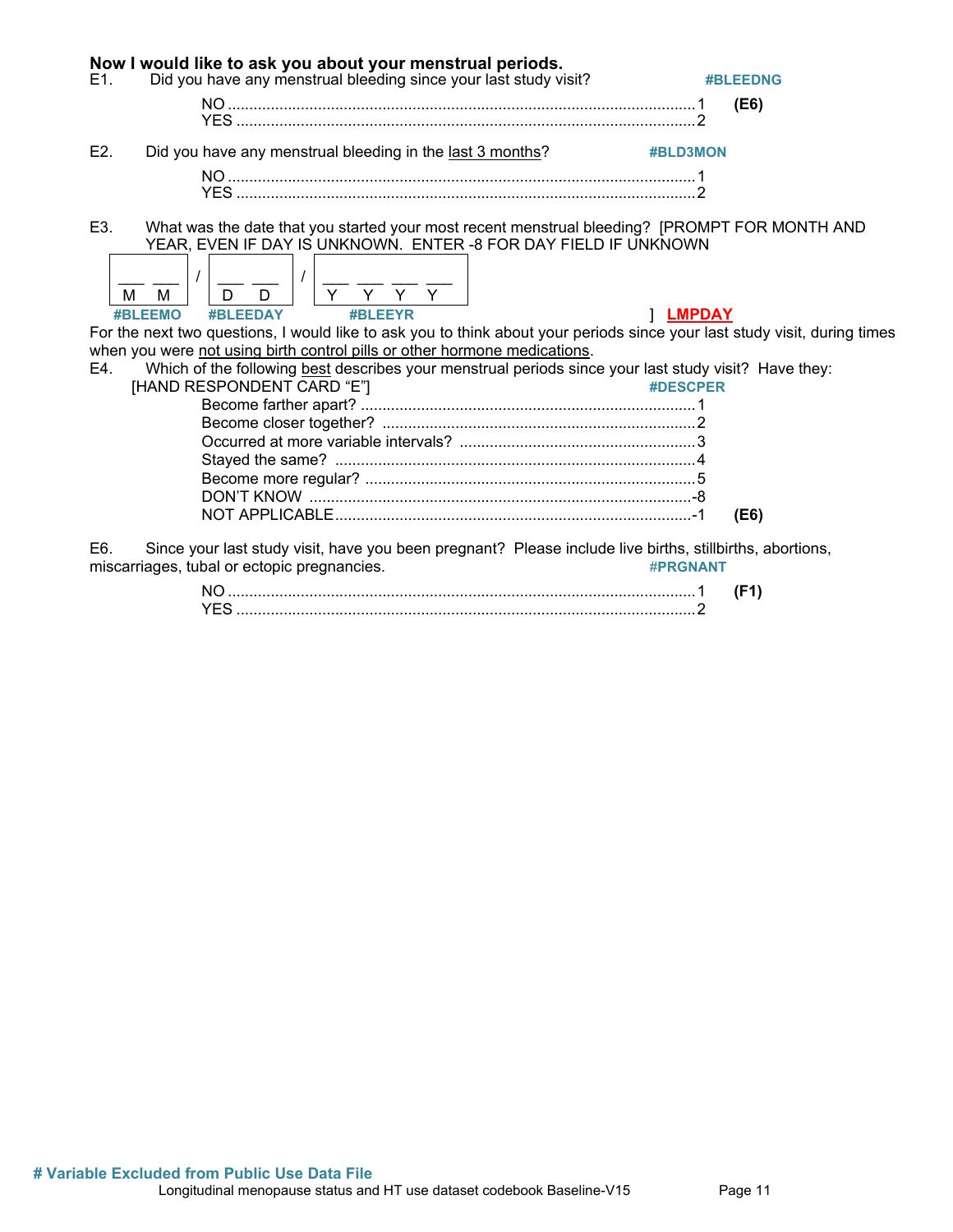**Now I would like to ask you about your menstrual periods.**

E1. Did you have any menstrual bleeding since your last study visit? **#BLEEDNG**

- NO ............................................................ 1 **(E6)**
- YES .......................................................... 2

E2. Did you have any menstrual bleeding in the last 3 months? **#BLD3MON**

- NO ............................................................ 1
- YES .......................................................... 2

E3. What was the date that you started your most recent menstrual bleeding? [PROMPT FOR MONTH AND YEAR, EVEN IF DAY IS UNKNOWN. ENTER -8 FOR DAY FIELD IF UNKNOWN

___ ___ / ___ ___ / ___ ___ ___ ___
M M / D D / Y Y Y Y

**#BLEEMO** **#BLEEDAY** **#BLEEYR** ] **LMPDAY**

For the next two questions, I would like to ask you to think about your periods since your last study visit, during times when you were not using birth control pills or other hormone medications.

E4. Which of the following best describes your menstrual periods since your last study visit? Have they: [HAND RESPONDENT CARD "E"] **#DESCPER**

- Become farther apart? .................................... 1
- Become closer together? ................................. 2
- Occurred at more variable intervals? ................ 3
- Stayed the same? ........................................... 4
- Become more regular? ..................................... 5
- DON'T KNOW ................................................ -8
- NOT APPLICABLE ........................................... -1 **(E6)**

E6. Since your last study visit, have you been pregnant? Please include live births, stillbirths, abortions, miscarriages, tubal or ectopic pregnancies. **#PRGNANT**

- NO ............................................................ 1 **(F1)**
- YES .......................................................... 2

**# Variable Excluded from Public Use Data File**

Longitudinal menopause status and HT use dataset codebook Baseline-V15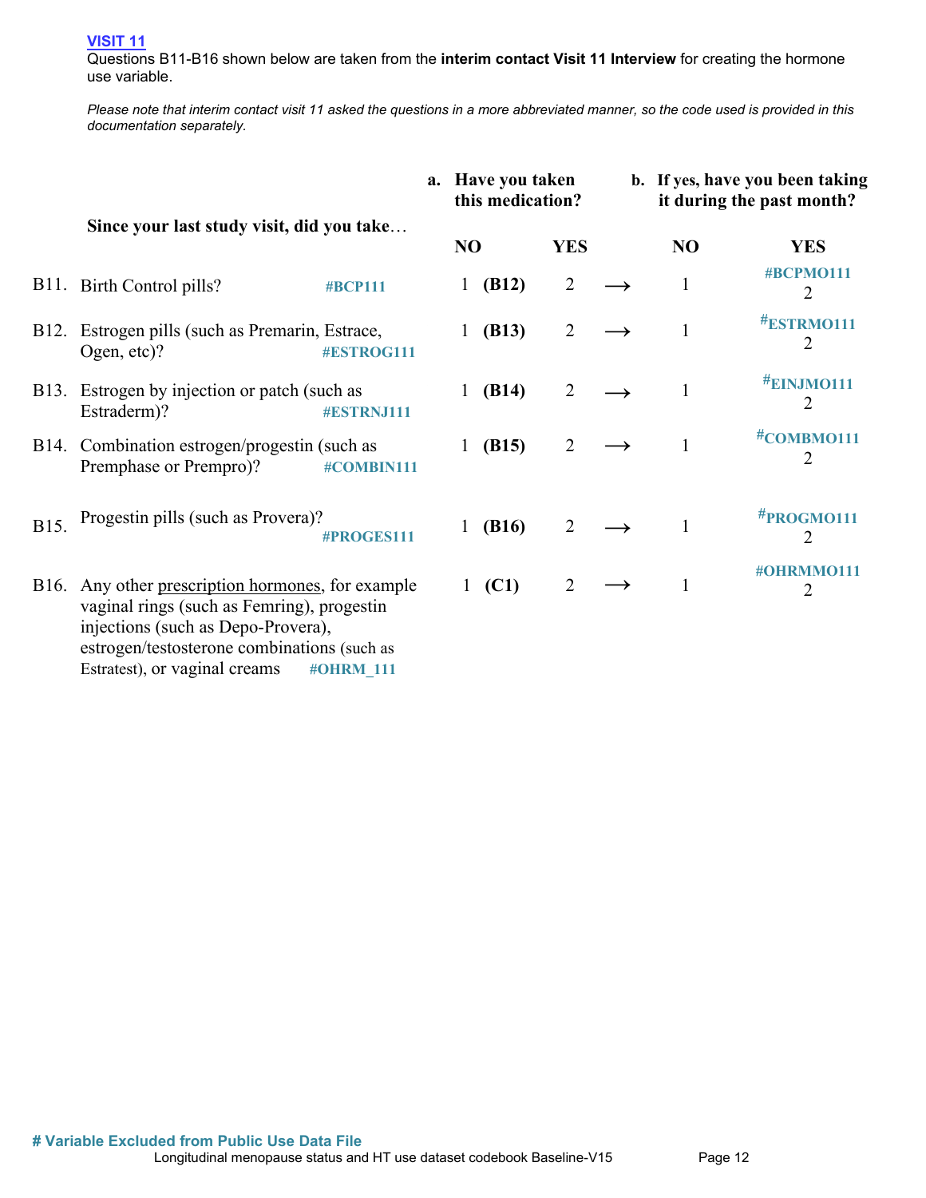[VISIT 11](#)

Questions B11-B16 shown below are taken from the **interim contact Visit 11 Interview** for creating the hormone use variable.

*Please note that interim contact visit 11 asked the questions in a more abbreviated manner, so the code used is provided in this documentation separately.*

| **Since your last study visit, did you take…** | **a. Have you taken this medication?** | | | **b. If yes, have you been taking it during the past month?** | |
|---|---|---|---|---|---|
| | **NO** | **YES** | | **NO** | **YES** |
| B11. Birth Control pills? **#BCP111** | 1 **(B12)** | 2 | → | 1 | **#BCPMO111** 2 |
| B12. Estrogen pills (such as Premarin, Estrace, Ogen, etc)? **#ESTROG111** | 1 **(B13)** | 2 | → | 1 | **#ESTRMO111** 2 |
| B13. Estrogen by injection or patch (such as Estraderm)? **#ESTRNJ111** | 1 **(B14)** | 2 | → | 1 | **#EINJMO111** 2 |
| B14. Combination estrogen/progestin (such as Premphase or Prempro)? **#COMBIN111** | 1 **(B15)** | 2 | → | 1 | **#COMBMO111** 2 |
| B15. Progestin pills (such as Provera)? **#PROGES111** | 1 **(B16)** | 2 | → | 1 | **#PROGMO111** 2 |
| B16. Any other prescription hormones, for example vaginal rings (such as Femring), progestin injections (such as Depo-Provera), estrogen/testosterone combinations (such as Estratest), or vaginal creams **#OHRM_111** | 1 **(C1)** | 2 | → | 1 | **#OHRMMO111** 2 |

**# Variable Excluded from Public Use Data File**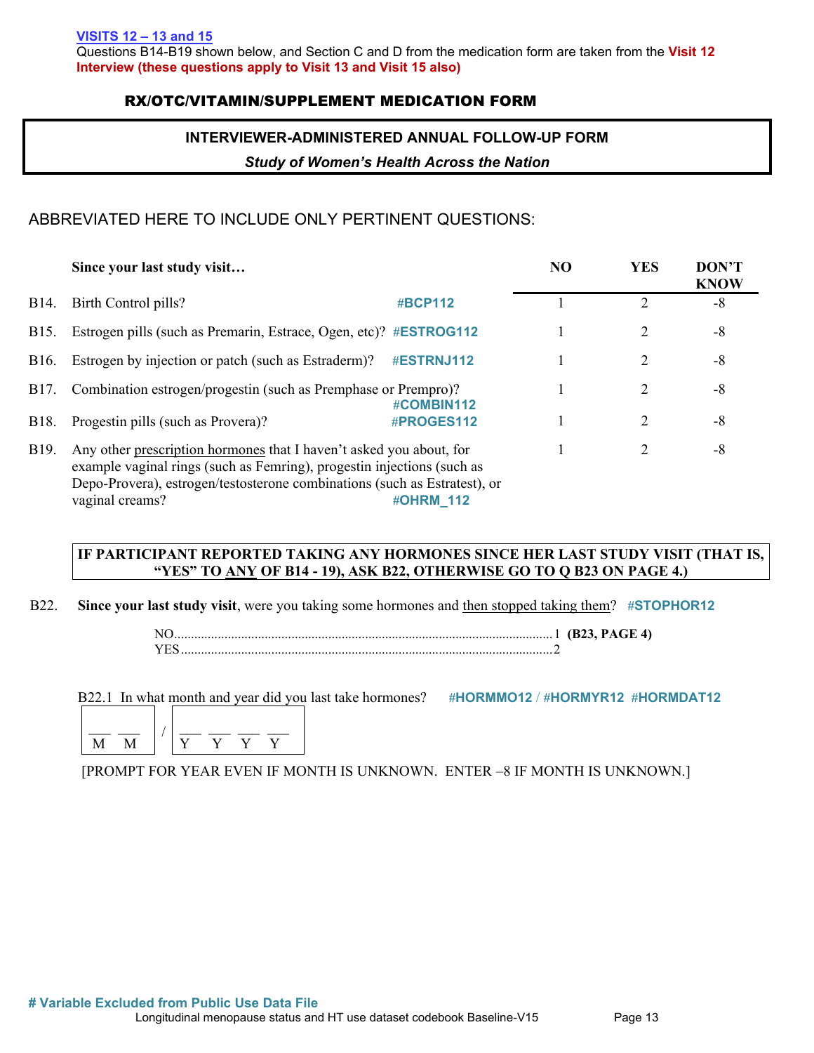**VISITS 12 – 13 and 15**

Questions B14-B19 shown below, and Section C and D from the medication form are taken from the **Visit 12 Interview (these questions apply to Visit 13 and Visit 15 also)**

## RX/OTC/VITAMIN/SUPPLEMENT MEDICATION FORM

**INTERVIEWER-ADMINISTERED ANNUAL FOLLOW-UP FORM**

***Study of Women's Health Across the Nation***

ABBREVIATED HERE TO INCLUDE ONLY PERTINENT QUESTIONS:

| | **Since your last study visit…** | | **NO** | **YES** | **DON'T KNOW** |
|---|---|---|---|---|---|
| B14. | Birth Control pills? | #BCP112 | 1 | 2 | -8 |
| B15. | Estrogen pills (such as Premarin, Estrace, Ogen, etc)? | #ESTROG112 | 1 | 2 | -8 |
| B16. | Estrogen by injection or patch (such as Estraderm)? | #ESTRNJ112 | 1 | 2 | -8 |
| B17. | Combination estrogen/progestin (such as Premphase or Prempro)? | #COMBIN112 | 1 | 2 | -8 |
| B18. | Progestin pills (such as Provera)? | #PROGES112 | 1 | 2 | -8 |
| B19. | Any other prescription hormones that I haven't asked you about, for example vaginal rings (such as Femring), progestin injections (such as Depo-Provera), estrogen/testosterone combinations (such as Estratest), or vaginal creams? | #OHRM_112 | 1 | 2 | -8 |

**IF PARTICIPANT REPORTED TAKING ANY HORMONES SINCE HER LAST STUDY VISIT (THAT IS, "YES" TO ANY OF B14 - 19), ASK B22, OTHERWISE GO TO Q B23 ON PAGE 4.)**

B22. **Since your last study visit**, were you taking some hormones and then stopped taking them? #STOPHOR12

NO.......................................................................................................1 **(B23, PAGE 4)**
YES.....................................................................................................2

B22.1 In what month and year did you last take hormones? #HORMMO12 / #HORMYR12 #HORMDAT12

___ ___ / ___ ___ ___ ___
M M / Y Y Y Y

[PROMPT FOR YEAR EVEN IF MONTH IS UNKNOWN. ENTER –8 IF MONTH IS UNKNOWN.]

**# Variable Excluded from Public Use Data File**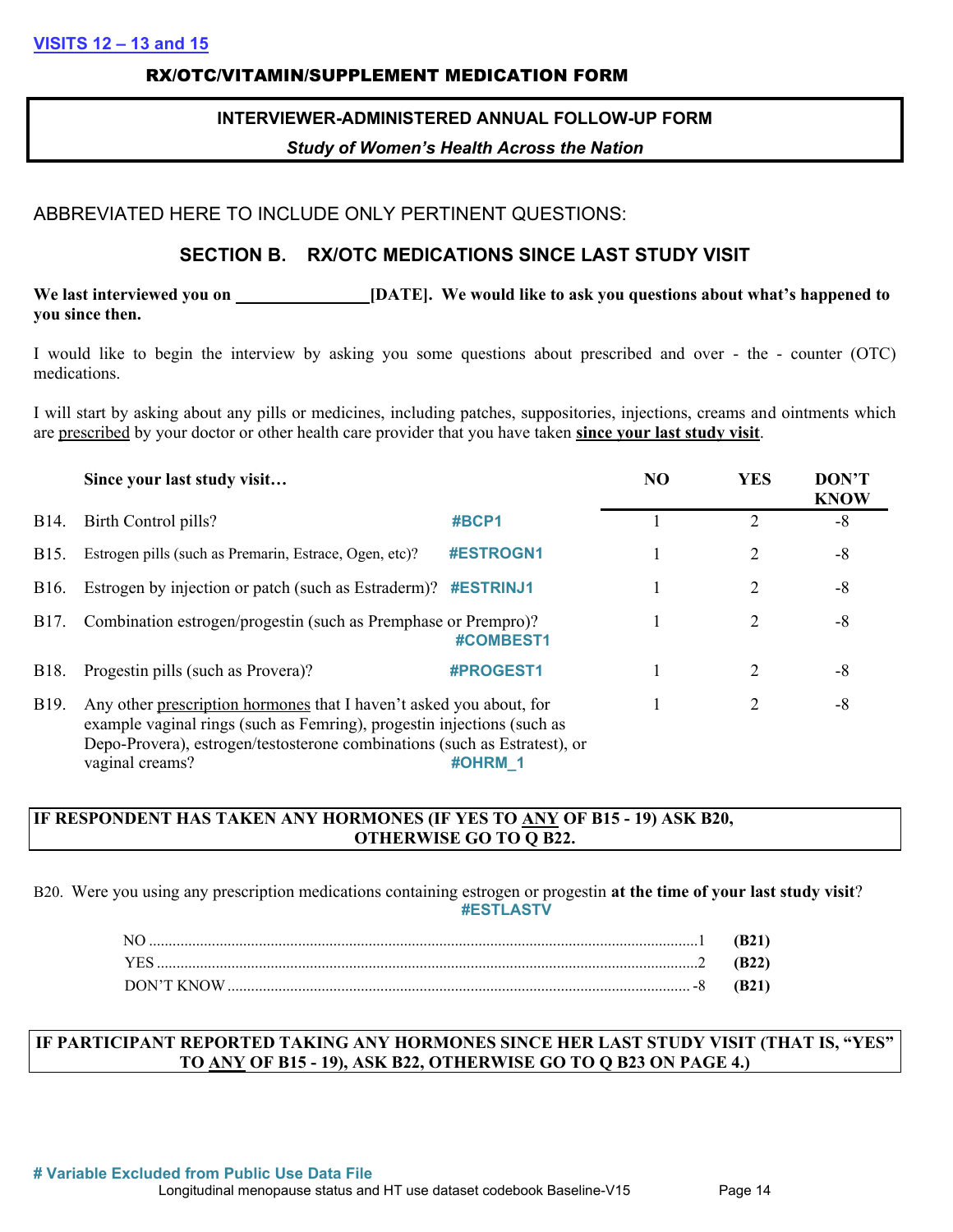**VISITS 12 – 13 and 15**

## RX/OTC/VITAMIN/SUPPLEMENT MEDICATION FORM

**INTERVIEWER-ADMINISTERED ANNUAL FOLLOW-UP FORM**

***Study of Women's Health Across the Nation***

ABBREVIATED HERE TO INCLUDE ONLY PERTINENT QUESTIONS:

### SECTION B. RX/OTC MEDICATIONS SINCE LAST STUDY VISIT

**We last interviewed you on _______________[DATE]. We would like to ask you questions about what's happened to you since then.**

I would like to begin the interview by asking you some questions about prescribed and over - the - counter (OTC) medications.

I will start by asking about any pills or medicines, including patches, suppositories, injections, creams and ointments which are prescribed by your doctor or other health care provider that you have taken **since your last study visit**.

| | Since your last study visit… | | NO | YES | DON'T KNOW |
|---|---|---|---|---|---|
| B14. | Birth Control pills? | #BCP1 | 1 | 2 | -8 |
| B15. | Estrogen pills (such as Premarin, Estrace, Ogen, etc)? | #ESTROGN1 | 1 | 2 | -8 |
| B16. | Estrogen by injection or patch (such as Estraderm)? | #ESTRINJ1 | 1 | 2 | -8 |
| B17. | Combination estrogen/progestin (such as Premphase or Prempro)? | #COMBEST1 | 1 | 2 | -8 |
| B18. | Progestin pills (such as Provera)? | #PROGEST1 | 1 | 2 | -8 |
| B19. | Any other prescription hormones that I haven't asked you about, for example vaginal rings (such as Femring), progestin injections (such as Depo-Provera), estrogen/testosterone combinations (such as Estratest), or vaginal creams? | #OHRM_1 | 1 | 2 | -8 |

**IF RESPONDENT HAS TAKEN ANY HORMONES (IF YES TO ANY OF B15 - 19) ASK B20, OTHERWISE GO TO Q B22.**

B20. Were you using any prescription medications containing estrogen or progestin **at the time of your last study visit**? **#ESTLASTV**

| | | |
|---|---|---|
| NO | 1 | **(B21)** |
| YES | 2 | **(B22)** |
| DON'T KNOW | -8 | **(B21)** |

**IF PARTICIPANT REPORTED TAKING ANY HORMONES SINCE HER LAST STUDY VISIT (THAT IS, "YES" TO ANY OF B15 - 19), ASK B22, OTHERWISE GO TO Q B23 ON PAGE 4.)**

**# Variable Excluded from Public Use Data File**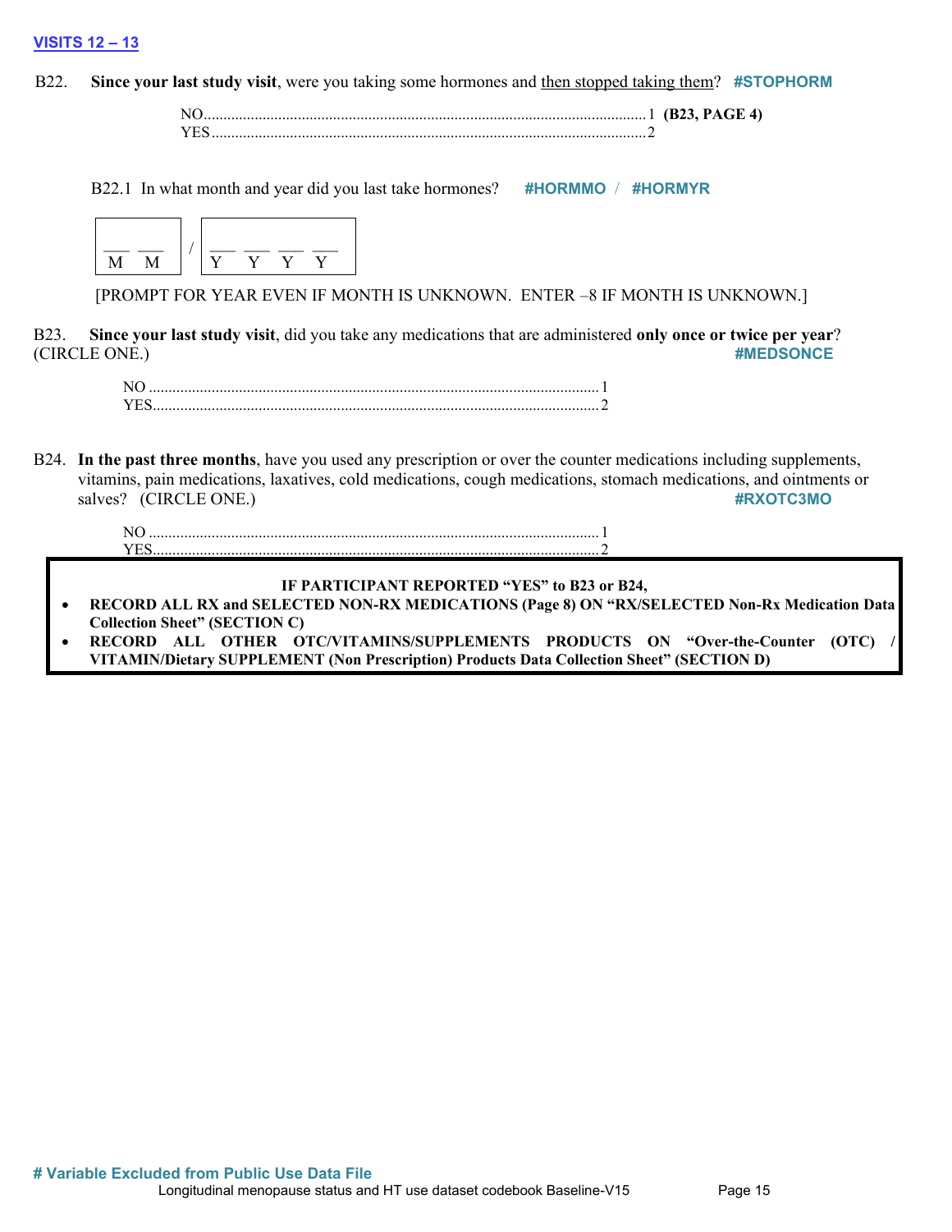**VISITS 12 – 13**

B22. **Since your last study visit**, were you taking some hormones and then stopped taking them? **#STOPHORM**

NO....................................................................................................1 **(B23, PAGE 4)**
YES..................................................................................................2

B22.1 In what month and year did you last take hormones? **#HORMMO** / **#HORMYR**

| ___ ___ M M | / | ___ ___ ___ ___ Y Y Y Y |
|---|---|---|

[PROMPT FOR YEAR EVEN IF MONTH IS UNKNOWN. ENTER –8 IF MONTH IS UNKNOWN.]

B23. **Since your last study visit**, did you take any medications that are administered **only once or twice per year**? (CIRCLE ONE.) **#MEDSONCE**

NO ....................................................................................................1
YES...................................................................................................2

B24. **In the past three months**, have you used any prescription or over the counter medications including supplements, vitamins, pain medications, laxatives, cold medications, cough medications, stomach medications, and ointments or salves? (CIRCLE ONE.) **#RXOTC3MO**

NO ....................................................................................................1
YES...................................................................................................2

**IF PARTICIPANT REPORTED "YES" to B23 or B24,**

- **RECORD ALL RX and SELECTED NON-RX MEDICATIONS (Page 8) ON "RX/SELECTED Non-Rx Medication Data Collection Sheet" (SECTION C)**
- **RECORD ALL OTHER OTC/VITAMINS/SUPPLEMENTS PRODUCTS ON "Over-the-Counter (OTC) / VITAMIN/Dietary SUPPLEMENT (Non Prescription) Products Data Collection Sheet" (SECTION D)**

**# Variable Excluded from Public Use Data File**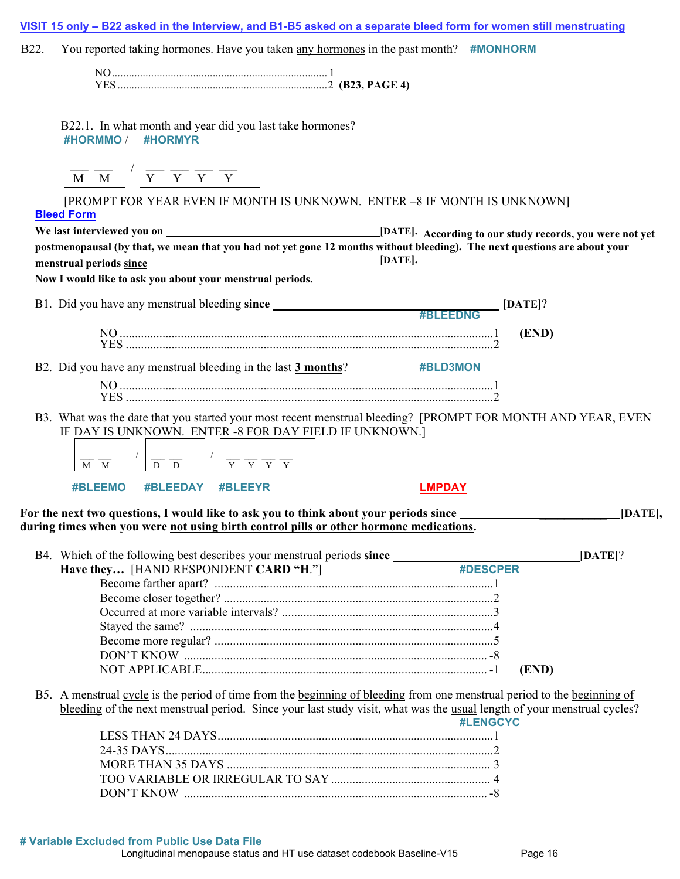**VISIT 15 only – B22 asked in the Interview, and B1-B5 asked on a separate bleed form for women still menstruating**

B22. You reported taking hormones. Have you taken <u>any hormones</u> in the past month? **#MONHORM**

NO ............................................................................ 1
YES .......................................................................... 2 **(B23, PAGE 4)**

B22.1. In what month and year did you last take hormones?

**#HORMMO** / **#HORMYR**

___ ___ / ___ ___ ___ ___
M M / Y Y Y Y

[PROMPT FOR YEAR EVEN IF MONTH IS UNKNOWN. ENTER –8 IF MONTH IS UNKNOWN]

**Bleed Form**

**We last interviewed you on ______________________________________[DATE]. According to our study records, you were not yet postmenopausal (by that, we mean that you had not yet gone 12 months without bleeding). The next questions are about your menstrual periods <u>since</u> ______________________________________[DATE].**

**Now I would like to ask you about your menstrual periods.**

B1. Did you have any menstrual bleeding **since** ________________________________ **[DATE]**?
**#BLEEDNG**

NO ..................................................................................................................1 **(END)**
YES ................................................................................................................2

B2. Did you have any menstrual bleeding in the last **<u>3 months</u>**? **#BLD3MON**

NO ..................................................................................................................1
YES ................................................................................................................2

B3. What was the date that you started your most recent menstrual bleeding? [PROMPT FOR MONTH AND YEAR, EVEN IF DAY IS UNKNOWN. ENTER -8 FOR DAY FIELD IF UNKNOWN.]

___ ___ / ___ ___ / ___ ___ ___ ___
M M / D D / Y Y Y Y

**#BLEEMO** **#BLEEDAY** **#BLEEYR** **LMPDAY**

**For the next two questions, I would like to ask you to think about your periods since _________________________[DATE], during times when you were <u>not using birth control pills or other hormone medications</u>.**

B4. Which of the following <u>best</u> describes your menstrual periods **since** ____________________________**[DATE]**?
**Have they…** [HAND RESPONDENT **CARD "H**."] **#DESCPER**

Become farther apart? ........................................................................................1
Become closer together? ......................................................................................2
Occurred at more variable intervals? ....................................................................3
Stayed the same? .................................................................................................4
Become more regular? .........................................................................................5
DON'T KNOW .................................................................................................. -8
NOT APPLICABLE............................................................................................ -1 **(END)**

B5. A menstrual <u>cycle</u> is the period of time from the <u>beginning of bleeding</u> from one menstrual period to the <u>beginning of bleeding</u> of the next menstrual period. Since your last study visit, what was the <u>usual</u> length of your menstrual cycles?
**#LENGCYC**

LESS THAN 24 DAYS.........................................................................................1
24-35 DAYS..........................................................................................................2
MORE THAN 35 DAYS ..................................................................................... 3
TOO VARIABLE OR IRREGULAR TO SAY .................................................... 4
DON'T KNOW .................................................................................................. -8

**# Variable Excluded from Public Use Data File**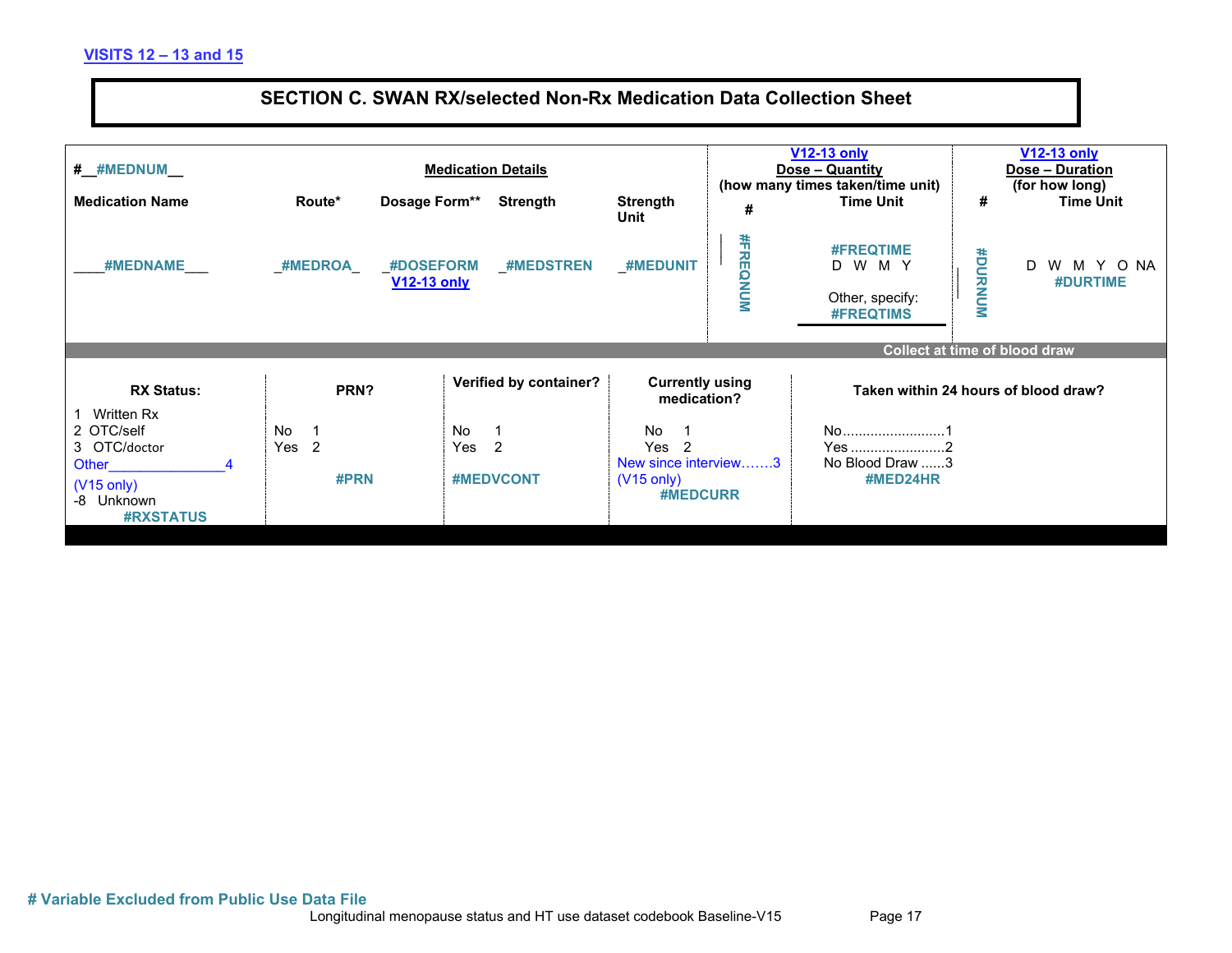VISITS 12 – 13 and 15

## SECTION C. SWAN RX/selected Non-Rx Medication Data Collection Sheet

| #__#MEDNUM__ | Medication Details | | | | V12-13 only Dose – Quantity (how many times taken/time unit) | | V12-13 only Dose – Duration (for how long) | |
|---|---|---|---|---|---|---|---|---|
| Medication Name | Route* | Dosage Form** | Strength | Strength Unit | # | Time Unit | # | Time Unit |
| ____#MEDNAME___ | _#MEDROA_ | _#DOSEFORM V12-13 only | _#MEDSTREN | _#MEDUNIT | #FREQNUM | #FREQTIME D W M Y Other, specify: #FREQTIMS | #DURNUM | D W M Y O NA #DURTIME |

Collect at time of blood draw

| RX Status: | PRN? | Verified by container? | Currently using medication? | Taken within 24 hours of blood draw? |
|---|---|---|---|---|
| 1 Written Rx<br>2 OTC/self<br>3 OTC/doctor<br>Other_______________4 (V15 only)<br>-8 Unknown<br>#RXSTATUS | No 1<br>Yes 2<br>#PRN | No 1<br>Yes 2<br>#MEDVCONT | No 1<br>Yes 2<br>New since interview…….3 (V15 only)<br>#MEDCURR | No..........................1<br>Yes ........................2<br>No Blood Draw ......3<br>#MED24HR |

# Variable Excluded from Public Use Data File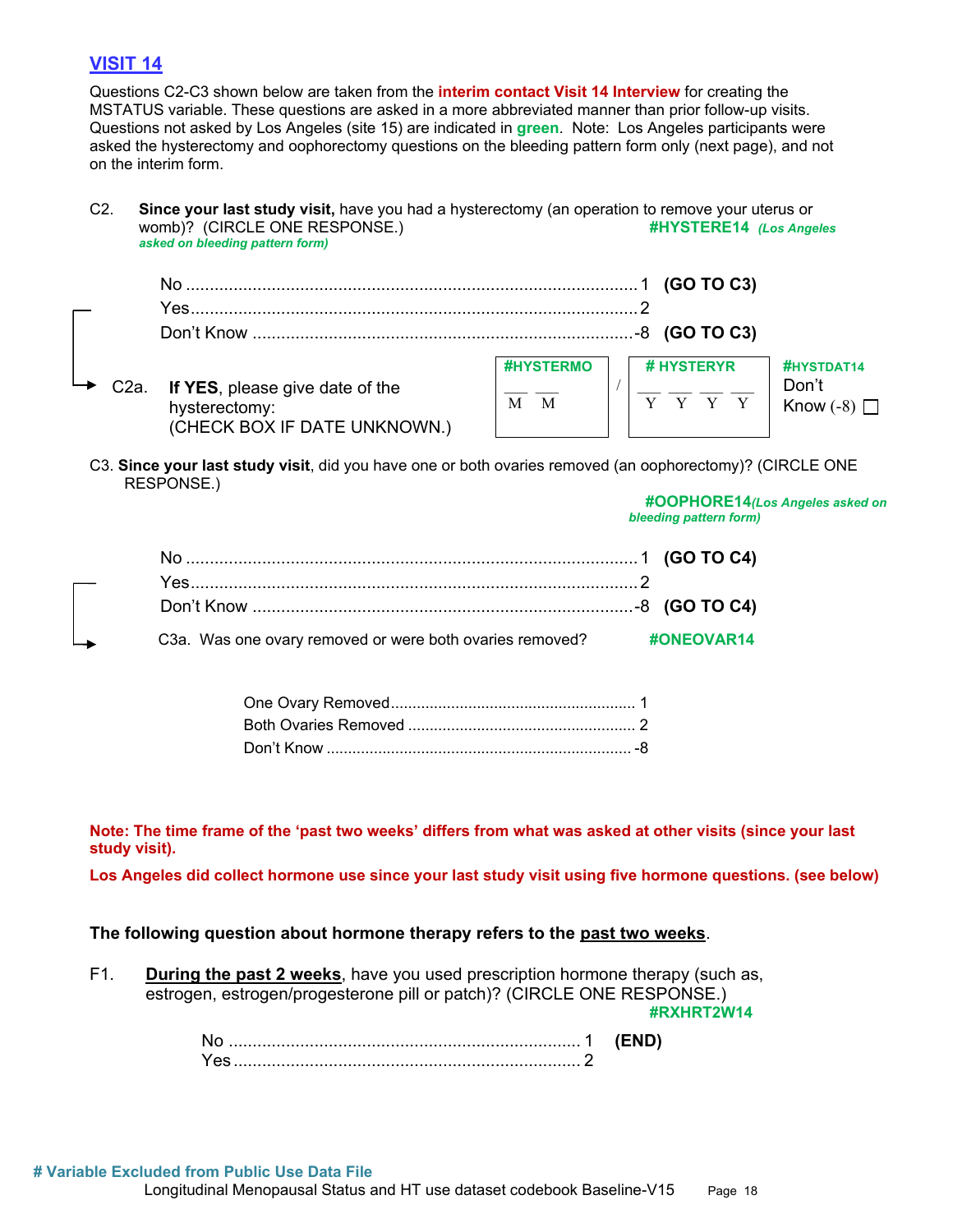## VISIT 14

Questions C2-C3 shown below are taken from the **interim contact Visit 14 Interview** for creating the MSTATUS variable. These questions are asked in a more abbreviated manner than prior follow-up visits. Questions not asked by Los Angeles (site 15) are indicated in **green**. Note: Los Angeles participants were asked the hysterectomy and oophorectomy questions on the bleeding pattern form only (next page), and not on the interim form.

C2. **Since your last study visit,** have you had a hysterectomy (an operation to remove your uterus or womb)? (CIRCLE ONE RESPONSE.) **#HYSTERE14** ***(Los Angeles asked on bleeding pattern form)***

- No ............................................................ 1 **(GO TO C3)**
- Yes ............................................................ 2
- Don't Know ............................................................ -8 **(GO TO C3)**

C2a. **If YES**, please give date of the hysterectomy: (CHECK BOX IF DATE UNKNOWN.)

| #HYSTERMO | | # HYSTERYR | #HYSTDAT14 |
|---|---|---|---|
| __ __ M M | / | __ __ __ __ Y Y Y Y | Don't Know (-8) ☐ |

C3. **Since your last study visit**, did you have one or both ovaries removed (an oophorectomy)? (CIRCLE ONE RESPONSE.)

**#OOPHORE14** ***(Los Angeles asked on bleeding pattern form)***

- No ............................................................ 1 **(GO TO C4)**
- Yes ............................................................ 2
- Don't Know ............................................................ -8 **(GO TO C4)**

C3a. Was one ovary removed or were both ovaries removed? **#ONEOVAR14**

- One Ovary Removed ............................................ 1
- Both Ovaries Removed ............................................ 2
- Don't Know ............................................ -8

**Note: The time frame of the 'past two weeks' differs from what was asked at other visits (since your last study visit).**

**Los Angeles did collect hormone use since your last study visit using five hormone questions. (see below)**

**The following question about hormone therapy refers to the <u>past two weeks</u>.**

F1. **<u>During the past 2 weeks</u>**, have you used prescription hormone therapy (such as, estrogen, estrogen/progesterone pill or patch)? (CIRCLE ONE RESPONSE.) **#RXHRT2W14**

- No ............................................................ 1 **(END)**
- Yes ............................................................ 2

**# Variable Excluded from Public Use Data File**

Longitudinal Menopausal Status and HT use dataset codebook Baseline-V15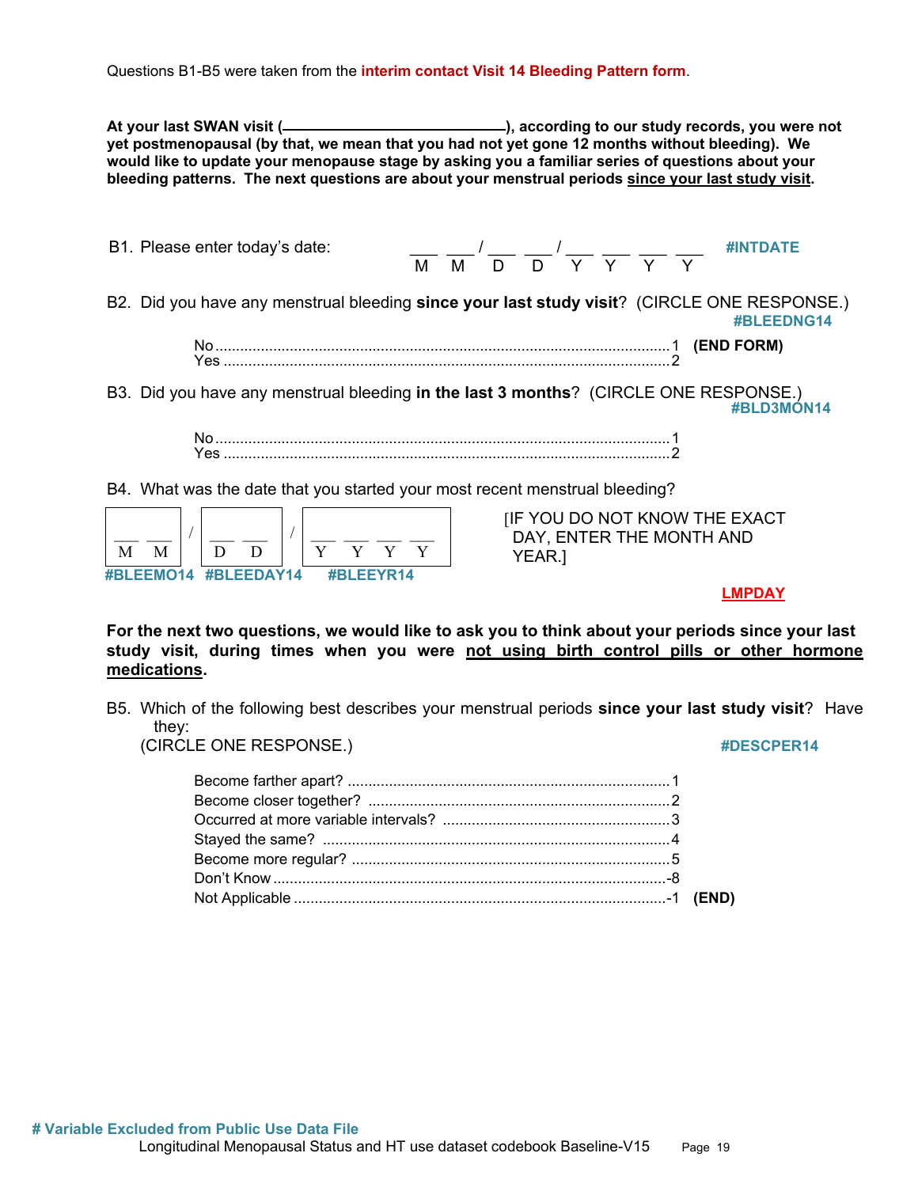Questions B1-B5 were taken from the **interim contact Visit 14 Bleeding Pattern form**.

**At your last SWAN visit (\_\_\_\_\_\_\_\_\_\_\_\_\_\_\_\_\_\_\_\_\_\_\_\_\_), according to our study records, you were not yet postmenopausal (by that, we mean that you had not yet gone 12 months without bleeding). We would like to update your menopause stage by asking you a familiar series of questions about your bleeding patterns. The next questions are about your menstrual periods since your last study visit.**

B1. Please enter today's date: ___ ___ / ___ ___ / ___ ___ ___ ___ (M M / D D / Y Y Y Y) **#INTDATE**

B2. Did you have any menstrual bleeding **since your last study visit**? (CIRCLE ONE RESPONSE.) **#BLEEDNG14**

- No ........................................ 1 **(END FORM)**
- Yes ........................................ 2

B3. Did you have any menstrual bleeding **in the last 3 months**? (CIRCLE ONE RESPONSE.) **#BLD3MON14**

- No ........................................ 1
- Yes ........................................ 2

B4. What was the date that you started your most recent menstrual bleeding?

___ ___ / ___ ___ / ___ ___ ___ ___ (M M / D D / Y Y Y Y)

**#BLEEMO14** **#BLEEDAY14** **#BLEEYR14**

[IF YOU DO NOT KNOW THE EXACT DAY, ENTER THE MONTH AND YEAR.]

**LMPDAY**

**For the next two questions, we would like to ask you to think about your periods since your last study visit, during times when you were not using birth control pills or other hormone medications.**

B5. Which of the following best describes your menstrual periods **since your last study visit**? Have they:
(CIRCLE ONE RESPONSE.) **#DESCPER14**

- Become farther apart? ........................................ 1
- Become closer together? ........................................ 2
- Occurred at more variable intervals? ........................................ 3
- Stayed the same? ........................................ 4
- Become more regular? ........................................ 5
- Don't Know ........................................ -8
- Not Applicable ........................................ -1 **(END)**

**# Variable Excluded from Public Use Data File**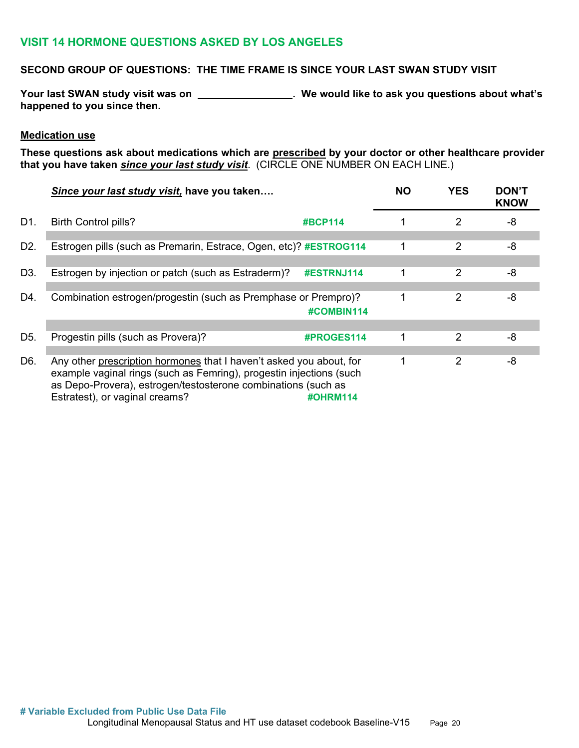## VISIT 14 HORMONE QUESTIONS ASKED BY LOS ANGELES

**SECOND GROUP OF QUESTIONS: THE TIME FRAME IS SINCE YOUR LAST SWAN STUDY VISIT**

**Your last SWAN study visit was on \_\_\_\_\_\_\_\_\_\_\_\_\_\_\_\_. We would like to ask you questions about what's happened to you since then.**

**Medication use**

**These questions ask about medications which are prescribed by your doctor or other healthcare provider that you have taken *since your last study visit*.** (CIRCLE ONE NUMBER ON EACH LINE.)

| | ***Since your last study visit,* have you taken….** | NO | YES | DON'T KNOW |
|---|---|---|---|---|
| D1. | Birth Control pills? **#BCP114** | 1 | 2 | -8 |
| D2. | Estrogen pills (such as Premarin, Estrace, Ogen, etc)? **#ESTROG114** | 1 | 2 | -8 |
| D3. | Estrogen by injection or patch (such as Estraderm)? **#ESTRNJ114** | 1 | 2 | -8 |
| D4. | Combination estrogen/progestin (such as Premphase or Prempro)? **#COMBIN114** | 1 | 2 | -8 |
| D5. | Progestin pills (such as Provera)? **#PROGES114** | 1 | 2 | -8 |
| D6. | Any other prescription hormones that I haven't asked you about, for example vaginal rings (such as Femring), progestin injections (such as Depo-Provera), estrogen/testosterone combinations (such as Estratest), or vaginal creams? **#OHRM114** | 1 | 2 | -8 |

**# Variable Excluded from Public Use Data File**

Longitudinal Menopausal Status and HT use dataset codebook Baseline-V15